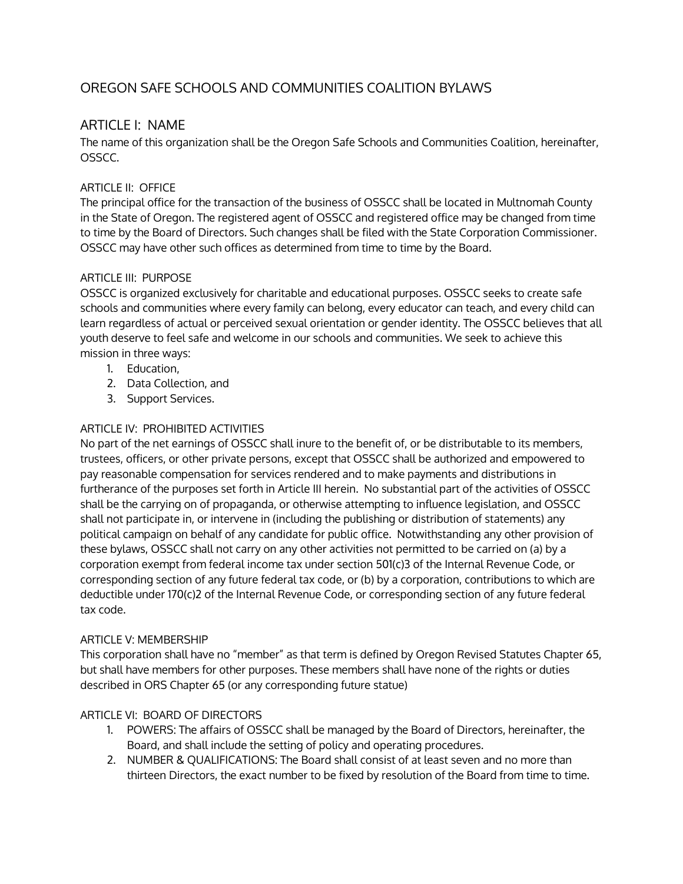# OREGON SAFE SCHOOLS AND COMMUNITIES COALITION BYLAWS

## ARTICLE I: NAME

The name of this organization shall be the Oregon Safe Schools and Communities Coalition, hereinafter, OSSCC.

### ARTICLE II: OFFICE

The principal office for the transaction of the business of OSSCC shall be located in Multnomah County in the State of Oregon. The registered agent of OSSCC and registered office may be changed from time to time by the Board of Directors. Such changes shall be filed with the State Corporation Commissioner. OSSCC may have other such offices as determined from time to time by the Board.

### ARTICLE III: PURPOSE

OSSCC is organized exclusively for charitable and educational purposes. OSSCC seeks to create safe schools and communities where every family can belong, every educator can teach, and every child can learn regardless of actual or perceived sexual orientation or gender identity. The OSSCC believes that all youth deserve to feel safe and welcome in our schools and communities. We seek to achieve this mission in three ways:

1. Education,
2. Data Collection, and
3. Support Services.

### ARTICLE IV: PROHIBITED ACTIVITIES

No part of the net earnings of OSSCC shall inure to the benefit of, or be distributable to its members, trustees, officers, or other private persons, except that OSSCC shall be authorized and empowered to pay reasonable compensation for services rendered and to make payments and distributions in furtherance of the purposes set forth in Article III herein. No substantial part of the activities of OSSCC shall be the carrying on of propaganda, or otherwise attempting to influence legislation, and OSSCC shall not participate in, or intervene in (including the publishing or distribution of statements) any political campaign on behalf of any candidate for public office. Notwithstanding any other provision of these bylaws, OSSCC shall not carry on any other activities not permitted to be carried on (a) by a corporation exempt from federal income tax under section 501(c)3 of the Internal Revenue Code, or corresponding section of any future federal tax code, or (b) by a corporation, contributions to which are deductible under 170(c)2 of the Internal Revenue Code, or corresponding section of any future federal tax code.

### ARTICLE V: MEMBERSHIP

This corporation shall have no "member" as that term is defined by Oregon Revised Statutes Chapter 65, but shall have members for other purposes. These members shall have none of the rights or duties described in ORS Chapter 65 (or any corresponding future statue)

### ARTICLE VI: BOARD OF DIRECTORS

1. POWERS: The affairs of OSSCC shall be managed by the Board of Directors, hereinafter, the Board, and shall include the setting of policy and operating procedures.
2. NUMBER & QUALIFICATIONS: The Board shall consist of at least seven and no more than thirteen Directors, the exact number to be fixed by resolution of the Board from time to time.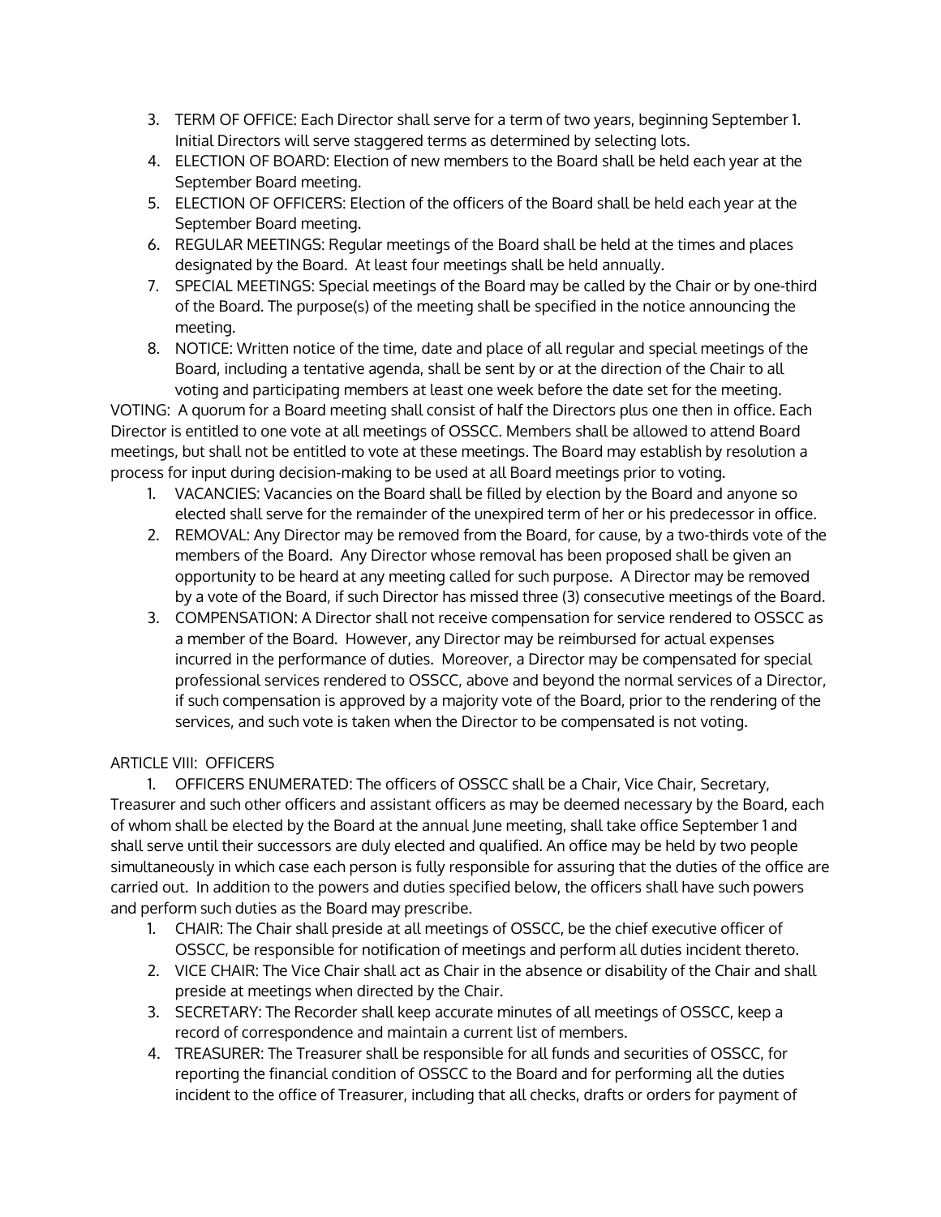3. TERM OF OFFICE: Each Director shall serve for a term of two years, beginning September 1. Initial Directors will serve staggered terms as determined by selecting lots.
4. ELECTION OF BOARD: Election of new members to the Board shall be held each year at the September Board meeting.
5. ELECTION OF OFFICERS: Election of the officers of the Board shall be held each year at the September Board meeting.
6. REGULAR MEETINGS: Regular meetings of the Board shall be held at the times and places designated by the Board. At least four meetings shall be held annually.
7. SPECIAL MEETINGS: Special meetings of the Board may be called by the Chair or by one-third of the Board. The purpose(s) of the meeting shall be specified in the notice announcing the meeting.
8. NOTICE: Written notice of the time, date and place of all regular and special meetings of the Board, including a tentative agenda, shall be sent by or at the direction of the Chair to all voting and participating members at least one week before the date set for the meeting.

VOTING: A quorum for a Board meeting shall consist of half the Directors plus one then in office. Each Director is entitled to one vote at all meetings of OSSCC. Members shall be allowed to attend Board meetings, but shall not be entitled to vote at these meetings. The Board may establish by resolution a process for input during decision-making to be used at all Board meetings prior to voting.

1. VACANCIES: Vacancies on the Board shall be filled by election by the Board and anyone so elected shall serve for the remainder of the unexpired term of her or his predecessor in office.
2. REMOVAL: Any Director may be removed from the Board, for cause, by a two-thirds vote of the members of the Board. Any Director whose removal has been proposed shall be given an opportunity to be heard at any meeting called for such purpose. A Director may be removed by a vote of the Board, if such Director has missed three (3) consecutive meetings of the Board.
3. COMPENSATION: A Director shall not receive compensation for service rendered to OSSCC as a member of the Board. However, any Director may be reimbursed for actual expenses incurred in the performance of duties. Moreover, a Director may be compensated for special professional services rendered to OSSCC, above and beyond the normal services of a Director, if such compensation is approved by a majority vote of the Board, prior to the rendering of the services, and such vote is taken when the Director to be compensated is not voting.

ARTICLE VIII: OFFICERS

1. OFFICERS ENUMERATED: The officers of OSSCC shall be a Chair, Vice Chair, Secretary, Treasurer and such other officers and assistant officers as may be deemed necessary by the Board, each of whom shall be elected by the Board at the annual June meeting, shall take office September 1 and shall serve until their successors are duly elected and qualified. An office may be held by two people simultaneously in which case each person is fully responsible for assuring that the duties of the office are carried out. In addition to the powers and duties specified below, the officers shall have such powers and perform such duties as the Board may prescribe.

1. CHAIR: The Chair shall preside at all meetings of OSSCC, be the chief executive officer of OSSCC, be responsible for notification of meetings and perform all duties incident thereto.
2. VICE CHAIR: The Vice Chair shall act as Chair in the absence or disability of the Chair and shall preside at meetings when directed by the Chair.
3. SECRETARY: The Recorder shall keep accurate minutes of all meetings of OSSCC, keep a record of correspondence and maintain a current list of members.
4. TREASURER: The Treasurer shall be responsible for all funds and securities of OSSCC, for reporting the financial condition of OSSCC to the Board and for performing all the duties incident to the office of Treasurer, including that all checks, drafts or orders for payment of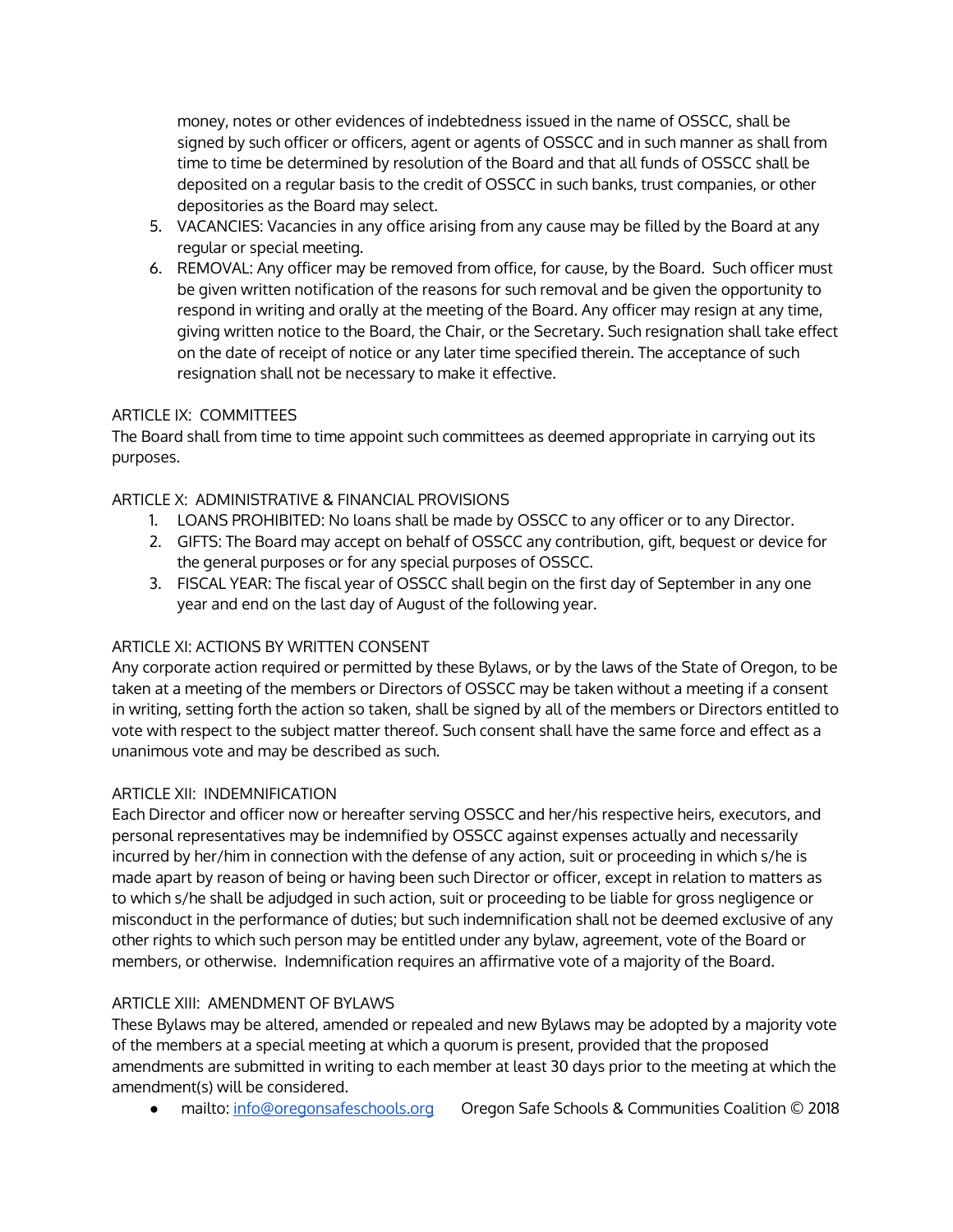money, notes or other evidences of indebtedness issued in the name of OSSCC, shall be signed by such officer or officers, agent or agents of OSSCC and in such manner as shall from time to time be determined by resolution of the Board and that all funds of OSSCC shall be deposited on a regular basis to the credit of OSSCC in such banks, trust companies, or other depositories as the Board may select.

5. VACANCIES: Vacancies in any office arising from any cause may be filled by the Board at any regular or special meeting.
6. REMOVAL: Any officer may be removed from office, for cause, by the Board. Such officer must be given written notification of the reasons for such removal and be given the opportunity to respond in writing and orally at the meeting of the Board. Any officer may resign at any time, giving written notice to the Board, the Chair, or the Secretary. Such resignation shall take effect on the date of receipt of notice or any later time specified therein. The acceptance of such resignation shall not be necessary to make it effective.

ARTICLE IX: COMMITTEES

The Board shall from time to time appoint such committees as deemed appropriate in carrying out its purposes.

ARTICLE X: ADMINISTRATIVE & FINANCIAL PROVISIONS

1. LOANS PROHIBITED: No loans shall be made by OSSCC to any officer or to any Director.
2. GIFTS: The Board may accept on behalf of OSSCC any contribution, gift, bequest or device for the general purposes or for any special purposes of OSSCC.
3. FISCAL YEAR: The fiscal year of OSSCC shall begin on the first day of September in any one year and end on the last day of August of the following year.

ARTICLE XI: ACTIONS BY WRITTEN CONSENT

Any corporate action required or permitted by these Bylaws, or by the laws of the State of Oregon, to be taken at a meeting of the members or Directors of OSSCC may be taken without a meeting if a consent in writing, setting forth the action so taken, shall be signed by all of the members or Directors entitled to vote with respect to the subject matter thereof. Such consent shall have the same force and effect as a unanimous vote and may be described as such.

ARTICLE XII: INDEMNIFICATION

Each Director and officer now or hereafter serving OSSCC and her/his respective heirs, executors, and personal representatives may be indemnified by OSSCC against expenses actually and necessarily incurred by her/him in connection with the defense of any action, suit or proceeding in which s/he is made apart by reason of being or having been such Director or officer, except in relation to matters as to which s/he shall be adjudged in such action, suit or proceeding to be liable for gross negligence or misconduct in the performance of duties; but such indemnification shall not be deemed exclusive of any other rights to which such person may be entitled under any bylaw, agreement, vote of the Board or members, or otherwise. Indemnification requires an affirmative vote of a majority of the Board.

ARTICLE XIII: AMENDMENT OF BYLAWS

These Bylaws may be altered, amended or repealed and new Bylaws may be adopted by a majority vote of the members at a special meeting at which a quorum is present, provided that the proposed amendments are submitted in writing to each member at least 30 days prior to the meeting at which the amendment(s) will be considered.

- mailto: [info@oregonsafeschools.org](mailto:info@oregonsafeschools.org) Oregon Safe Schools & Communities Coalition © 2018